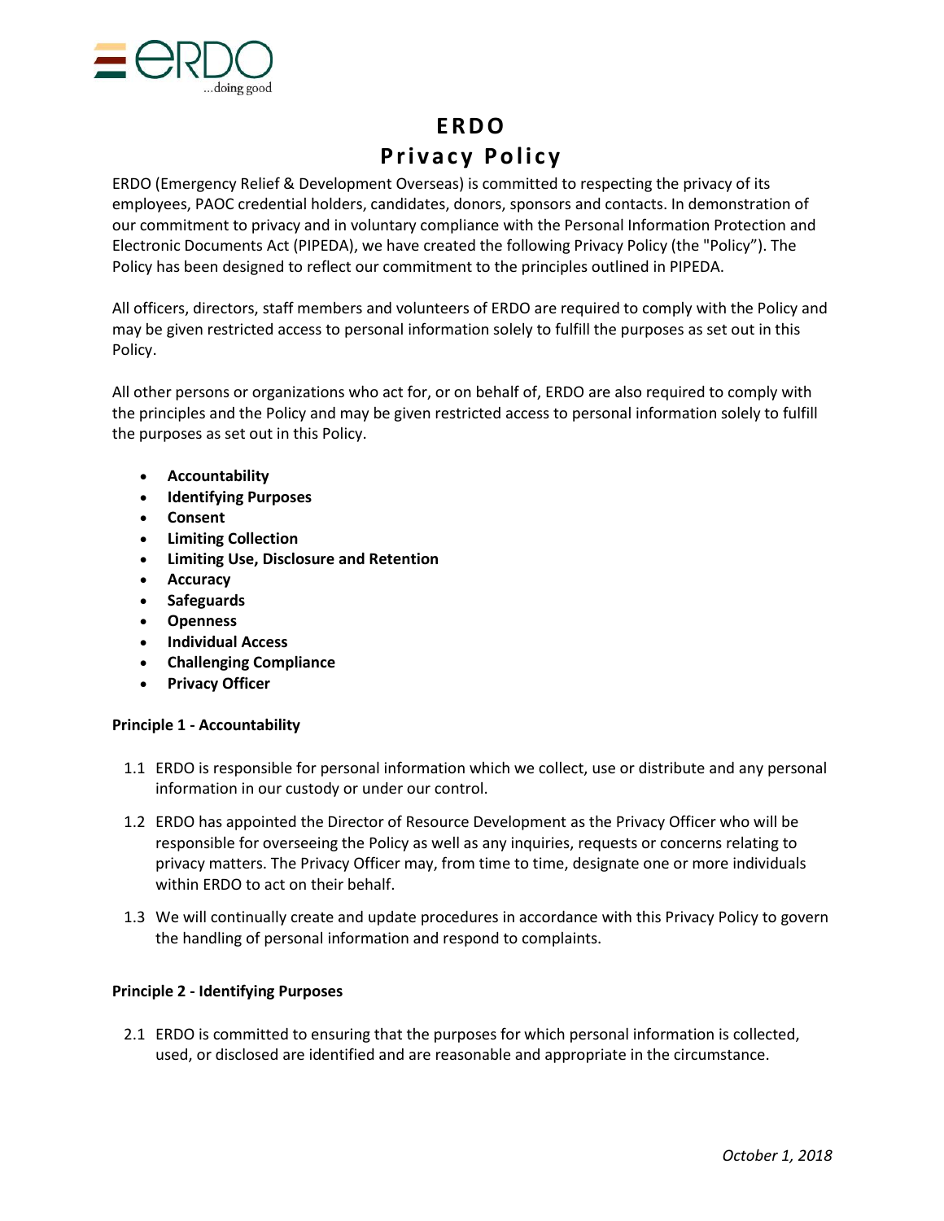# ERDO

# Privacy Policy

ERDO (Emergency Relief & Development Overseas) is committed to respecting the privacy of its employees, PAOC credential holders, candidates, donors, sponsors and contacts. In demonstration of our commitment to privacy and in voluntary compliance with the Personal Information Protection and Electronic Documents Act (PIPEDA), we have created the following Privacy Policy (the "Policy"). The Policy has been designed to reflect our commitment to the principles outlined in PIPEDA.

All officers, directors, staff members and volunteers of ERDO are required to comply with the Policy and may be given restricted access to personal information solely to fulfill the purposes as set out in this Policy.

All other persons or organizations who act for, or on behalf of, ERDO are also required to comply with the principles and the Policy and may be given restricted access to personal information solely to fulfill the purposes as set out in this Policy.

- **Accountability**
- **Identifying Purposes**
- **Consent**
- **Limiting Collection**
- **Limiting Use, Disclosure and Retention**
- **Accuracy**
- **Safeguards**
- **Openness**
- **Individual Access**
- **Challenging Compliance**
- **Privacy Officer**

**Principle 1 - Accountability**

1.1 ERDO is responsible for personal information which we collect, use or distribute and any personal information in our custody or under our control.

1.2 ERDO has appointed the Director of Resource Development as the Privacy Officer who will be responsible for overseeing the Policy as well as any inquiries, requests or concerns relating to privacy matters. The Privacy Officer may, from time to time, designate one or more individuals within ERDO to act on their behalf.

1.3 We will continually create and update procedures in accordance with this Privacy Policy to govern the handling of personal information and respond to complaints.

**Principle 2 - Identifying Purposes**

2.1 ERDO is committed to ensuring that the purposes for which personal information is collected, used, or disclosed are identified and are reasonable and appropriate in the circumstance.

*October 1, 2018*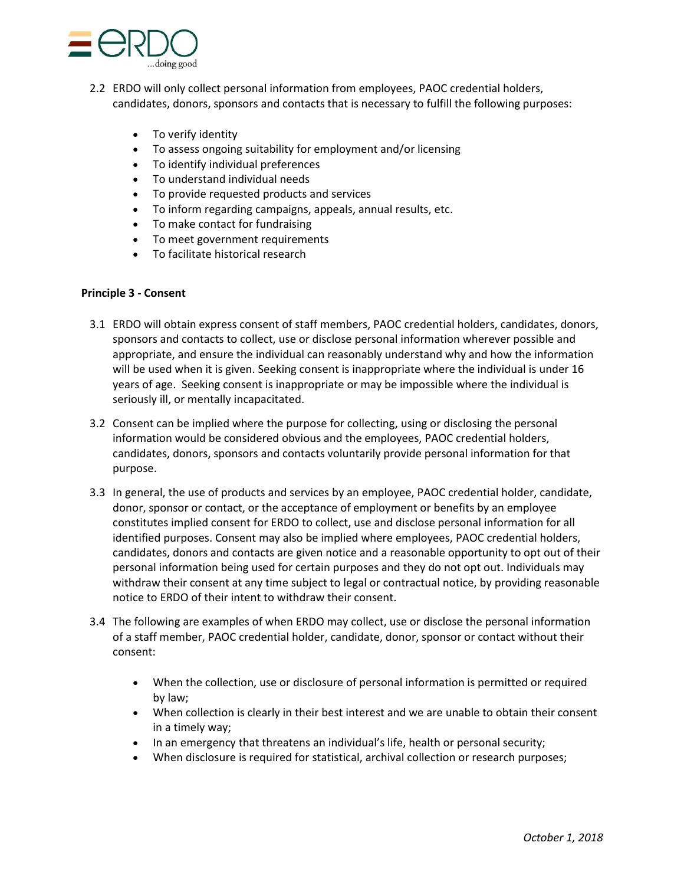2.2 ERDO will only collect personal information from employees, PAOC credential holders, candidates, donors, sponsors and contacts that is necessary to fulfill the following purposes:

- To verify identity
- To assess ongoing suitability for employment and/or licensing
- To identify individual preferences
- To understand individual needs
- To provide requested products and services
- To inform regarding campaigns, appeals, annual results, etc.
- To make contact for fundraising
- To meet government requirements
- To facilitate historical research

**Principle 3 - Consent**

3.1 ERDO will obtain express consent of staff members, PAOC credential holders, candidates, donors, sponsors and contacts to collect, use or disclose personal information wherever possible and appropriate, and ensure the individual can reasonably understand why and how the information will be used when it is given. Seeking consent is inappropriate where the individual is under 16 years of age. Seeking consent is inappropriate or may be impossible where the individual is seriously ill, or mentally incapacitated.

3.2 Consent can be implied where the purpose for collecting, using or disclosing the personal information would be considered obvious and the employees, PAOC credential holders, candidates, donors, sponsors and contacts voluntarily provide personal information for that purpose.

3.3 In general, the use of products and services by an employee, PAOC credential holder, candidate, donor, sponsor or contact, or the acceptance of employment or benefits by an employee constitutes implied consent for ERDO to collect, use and disclose personal information for all identified purposes. Consent may also be implied where employees, PAOC credential holders, candidates, donors and contacts are given notice and a reasonable opportunity to opt out of their personal information being used for certain purposes and they do not opt out. Individuals may withdraw their consent at any time subject to legal or contractual notice, by providing reasonable notice to ERDO of their intent to withdraw their consent.

3.4 The following are examples of when ERDO may collect, use or disclose the personal information of a staff member, PAOC credential holder, candidate, donor, sponsor or contact without their consent:

- When the collection, use or disclosure of personal information is permitted or required by law;
- When collection is clearly in their best interest and we are unable to obtain their consent in a timely way;
- In an emergency that threatens an individual's life, health or personal security;
- When disclosure is required for statistical, archival collection or research purposes;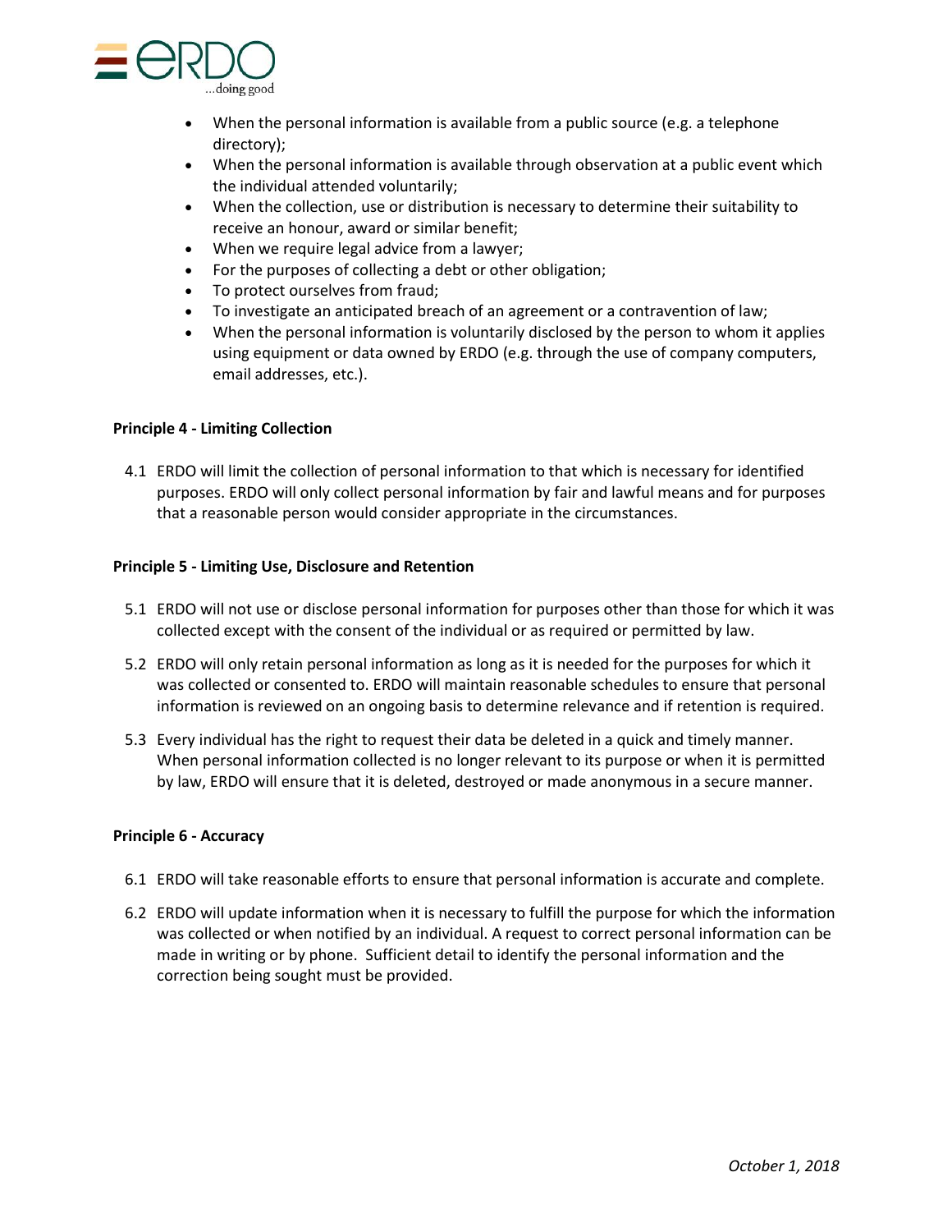- When the personal information is available from a public source (e.g. a telephone directory);
- When the personal information is available through observation at a public event which the individual attended voluntarily;
- When the collection, use or distribution is necessary to determine their suitability to receive an honour, award or similar benefit;
- When we require legal advice from a lawyer;
- For the purposes of collecting a debt or other obligation;
- To protect ourselves from fraud;
- To investigate an anticipated breach of an agreement or a contravention of law;
- When the personal information is voluntarily disclosed by the person to whom it applies using equipment or data owned by ERDO (e.g. through the use of company computers, email addresses, etc.).

**Principle 4 - Limiting Collection**

4.1 ERDO will limit the collection of personal information to that which is necessary for identified purposes. ERDO will only collect personal information by fair and lawful means and for purposes that a reasonable person would consider appropriate in the circumstances.

**Principle 5 - Limiting Use, Disclosure and Retention**

5.1 ERDO will not use or disclose personal information for purposes other than those for which it was collected except with the consent of the individual or as required or permitted by law.

5.2 ERDO will only retain personal information as long as it is needed for the purposes for which it was collected or consented to. ERDO will maintain reasonable schedules to ensure that personal information is reviewed on an ongoing basis to determine relevance and if retention is required.

5.3 Every individual has the right to request their data be deleted in a quick and timely manner. When personal information collected is no longer relevant to its purpose or when it is permitted by law, ERDO will ensure that it is deleted, destroyed or made anonymous in a secure manner.

**Principle 6 - Accuracy**

6.1 ERDO will take reasonable efforts to ensure that personal information is accurate and complete.

6.2 ERDO will update information when it is necessary to fulfill the purpose for which the information was collected or when notified by an individual. A request to correct personal information can be made in writing or by phone. Sufficient detail to identify the personal information and the correction being sought must be provided.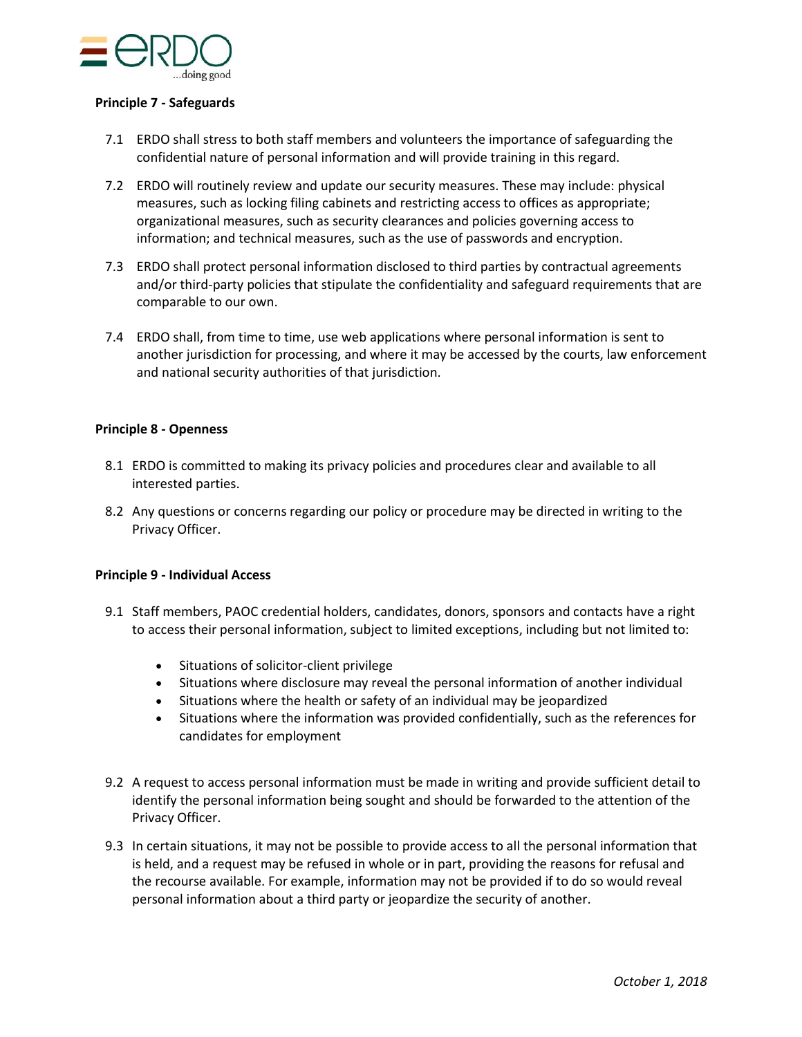**Principle 7 - Safeguards**

7.1 ERDO shall stress to both staff members and volunteers the importance of safeguarding the confidential nature of personal information and will provide training in this regard.

7.2 ERDO will routinely review and update our security measures. These may include: physical measures, such as locking filing cabinets and restricting access to offices as appropriate; organizational measures, such as security clearances and policies governing access to information; and technical measures, such as the use of passwords and encryption.

7.3 ERDO shall protect personal information disclosed to third parties by contractual agreements and/or third-party policies that stipulate the confidentiality and safeguard requirements that are comparable to our own.

7.4 ERDO shall, from time to time, use web applications where personal information is sent to another jurisdiction for processing, and where it may be accessed by the courts, law enforcement and national security authorities of that jurisdiction.

**Principle 8 - Openness**

8.1 ERDO is committed to making its privacy policies and procedures clear and available to all interested parties.

8.2 Any questions or concerns regarding our policy or procedure may be directed in writing to the Privacy Officer.

**Principle 9 - Individual Access**

9.1 Staff members, PAOC credential holders, candidates, donors, sponsors and contacts have a right to access their personal information, subject to limited exceptions, including but not limited to:

- Situations of solicitor-client privilege
- Situations where disclosure may reveal the personal information of another individual
- Situations where the health or safety of an individual may be jeopardized
- Situations where the information was provided confidentially, such as the references for candidates for employment

9.2 A request to access personal information must be made in writing and provide sufficient detail to identify the personal information being sought and should be forwarded to the attention of the Privacy Officer.

9.3 In certain situations, it may not be possible to provide access to all the personal information that is held, and a request may be refused in whole or in part, providing the reasons for refusal and the recourse available. For example, information may not be provided if to do so would reveal personal information about a third party or jeopardize the security of another.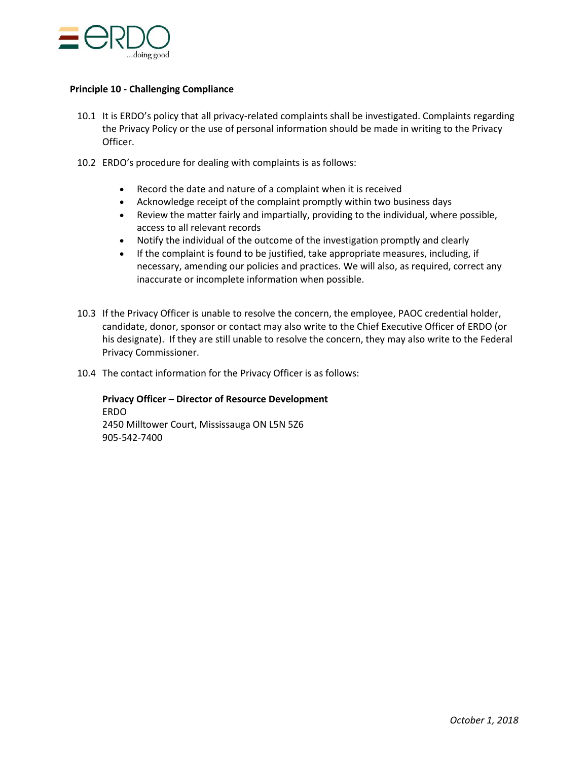**Principle 10 - Challenging Compliance**

10.1 It is ERDO's policy that all privacy-related complaints shall be investigated. Complaints regarding the Privacy Policy or the use of personal information should be made in writing to the Privacy Officer.

10.2 ERDO's procedure for dealing with complaints is as follows:

- Record the date and nature of a complaint when it is received
- Acknowledge receipt of the complaint promptly within two business days
- Review the matter fairly and impartially, providing to the individual, where possible, access to all relevant records
- Notify the individual of the outcome of the investigation promptly and clearly
- If the complaint is found to be justified, take appropriate measures, including, if necessary, amending our policies and practices. We will also, as required, correct any inaccurate or incomplete information when possible.

10.3 If the Privacy Officer is unable to resolve the concern, the employee, PAOC credential holder, candidate, donor, sponsor or contact may also write to the Chief Executive Officer of ERDO (or his designate). If they are still unable to resolve the concern, they may also write to the Federal Privacy Commissioner.

10.4 The contact information for the Privacy Officer is as follows:

**Privacy Officer – Director of Resource Development**
ERDO
2450 Milltower Court, Mississauga ON L5N 5Z6
905-542-7400

*October 1, 2018*